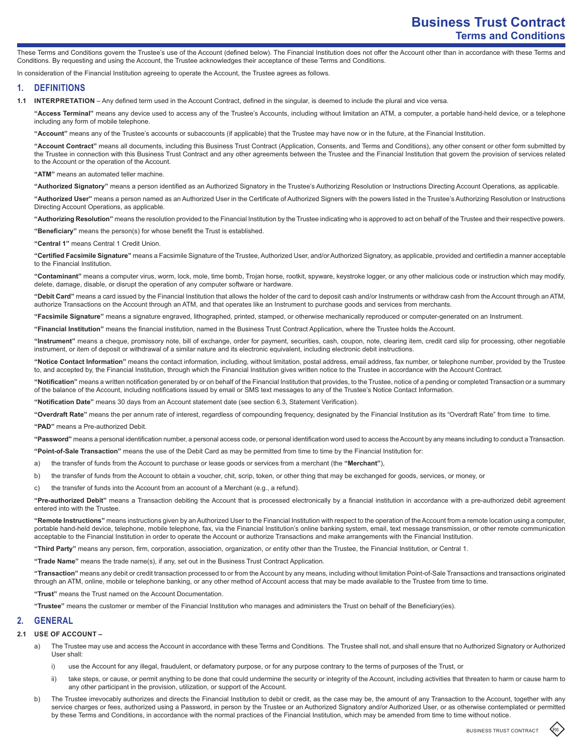# Business Trust Contract
## Terms and Conditions

These Terms and Conditions govern the Trustee's use of the Account (defined below). The Financial Institution does not offer the Account other than in accordance with these Terms and Conditions. By requesting and using the Account, the Trustee acknowledges their acceptance of these Terms and Conditions.

In consideration of the Financial Institution agreeing to operate the Account, the Trustee agrees as follows.

## 1. DEFINITIONS

**1.1 INTERPRETATION** – Any defined term used in the Account Contract, defined in the singular, is deemed to include the plural and vice versa.

**"Access Terminal"** means any device used to access any of the Trustee's Accounts, including without limitation an ATM, a computer, a portable hand-held device, or a telephone including any form of mobile telephone.

**"Account"** means any of the Trustee's accounts or subaccounts (if applicable) that the Trustee may have now or in the future, at the Financial Institution.

**"Account Contract"** means all documents, including this Business Trust Contract (Application, Consents, and Terms and Conditions), any other consent or other form submitted by the Trustee in connection with this Business Trust Contract and any other agreements between the Trustee and the Financial Institution that govern the provision of services related to the Account or the operation of the Account.

**"ATM"** means an automated teller machine.

**"Authorized Signatory"** means a person identified as an Authorized Signatory in the Trustee's Authorizing Resolution or Instructions Directing Account Operations, as applicable.

**"Authorized User"** means a person named as an Authorized User in the Certificate of Authorized Signers with the powers listed in the Trustee's Authorizing Resolution or Instructions Directing Account Operations, as applicable.

**"Authorizing Resolution"** means the resolution provided to the Financial Institution by the Trustee indicating who is approved to act on behalf of the Trustee and their respective powers.

**"Beneficiary"** means the person(s) for whose benefit the Trust is established.

**"Central 1"** means Central 1 Credit Union.

**"Certified Facsimile Signature"** means a Facsimile Signature of the Trustee, Authorized User, and/or Authorized Signatory, as applicable, provided and certifiedin a manner acceptable to the Financial Institution.

**"Contaminant"** means a computer virus, worm, lock, mole, time bomb, Trojan horse, rootkit, spyware, keystroke logger, or any other malicious code or instruction which may modify, delete, damage, disable, or disrupt the operation of any computer software or hardware.

**"Debit Card"** means a card issued by the Financial Institution that allows the holder of the card to deposit cash and/or Instruments or withdraw cash from the Account through an ATM, authorize Transactions on the Account through an ATM, and that operates like an Instrument to purchase goods and services from merchants.

**"Facsimile Signature"** means a signature engraved, lithographed, printed, stamped, or otherwise mechanically reproduced or computer-generated on an Instrument.

**"Financial Institution"** means the financial institution, named in the Business Trust Contract Application, where the Trustee holds the Account.

**"Instrument"** means a cheque, promissory note, bill of exchange, order for payment, securities, cash, coupon, note, clearing item, credit card slip for processing, other negotiable instrument, or item of deposit or withdrawal of a similar nature and its electronic equivalent, including electronic debit instructions.

**"Notice Contact Information"** means the contact information, including, without limitation, postal address, email address, fax number, or telephone number, provided by the Trustee to, and accepted by, the Financial Institution, through which the Financial Institution gives written notice to the Trustee in accordance with the Account Contract.

**"Notification"** means a written notification generated by or on behalf of the Financial Institution that provides, to the Trustee, notice of a pending or completed Transaction or a summary of the balance of the Account, including notifications issued by email or SMS text messages to any of the Trustee's Notice Contact Information.

**"Notification Date"** means 30 days from an Account statement date (see section 6.3, Statement Verification).

**"Overdraft Rate"** means the per annum rate of interest, regardless of compounding frequency, designated by the Financial Institution as its "Overdraft Rate" from time to time.

**"PAD"** means a Pre-authorized Debit.

**"Password"** means a personal identification number, a personal access code, or personal identification word used to access the Account by any means including to conduct a Transaction.

**"Point-of-Sale Transaction"** means the use of the Debit Card as may be permitted from time to time by the Financial Institution for:

a) the transfer of funds from the Account to purchase or lease goods or services from a merchant (the **"Merchant"**),

b) the transfer of funds from the Account to obtain a voucher, chit, scrip, token, or other thing that may be exchanged for goods, services, or money, or

c) the transfer of funds into the Account from an account of a Merchant (e.g., a refund).

**"Pre-authorized Debit"** means a Transaction debiting the Account that is processed electronically by a financial institution in accordance with a pre-authorized debit agreement entered into with the Trustee.

**"Remote Instructions"** means instructions given by an Authorized User to the Financial Institution with respect to the operation of the Account from a remote location using a computer, portable hand-held device, telephone, mobile telephone, fax, via the Financial Institution's online banking system, email, text message transmission, or other remote communication acceptable to the Financial Institution in order to operate the Account or authorize Transactions and make arrangements with the Financial Institution.

**"Third Party"** means any person, firm, corporation, association, organization, or entity other than the Trustee, the Financial Institution, or Central 1.

**"Trade Name"** means the trade name(s), if any, set out in the Business Trust Contract Application.

**"Transaction"** means any debit or credit transaction processed to or from the Account by any means, including without limitation Point-of-Sale Transactions and transactions originated through an ATM, online, mobile or telephone banking, or any other method of Account access that may be made available to the Trustee from time to time.

**"Trust"** means the Trust named on the Account Documentation.

**"Trustee"** means the customer or member of the Financial Institution who manages and administers the Trust on behalf of the Beneficiary(ies).

## 2. GENERAL

**2.1 USE OF ACCOUNT –**

a) The Trustee may use and access the Account in accordance with these Terms and Conditions. The Trustee shall not, and shall ensure that no Authorized Signatory or Authorized User shall:

i) use the Account for any illegal, fraudulent, or defamatory purpose, or for any purpose contrary to the terms of purposes of the Trust, or

ii) take steps, or cause, or permit anything to be done that could undermine the security or integrity of the Account, including activities that threaten to harm or cause harm to any other participant in the provision, utilization, or support of the Account.

b) The Trustee irrevocably authorizes and directs the Financial Institution to debit or credit, as the case may be, the amount of any Transaction to the Account, together with any service charges or fees, authorized using a Password, in person by the Trustee or an Authorized Signatory and/or Authorized User, or as otherwise contemplated or permitted by these Terms and Conditions, in accordance with the normal practices of the Financial Institution, which may be amended from time to time without notice.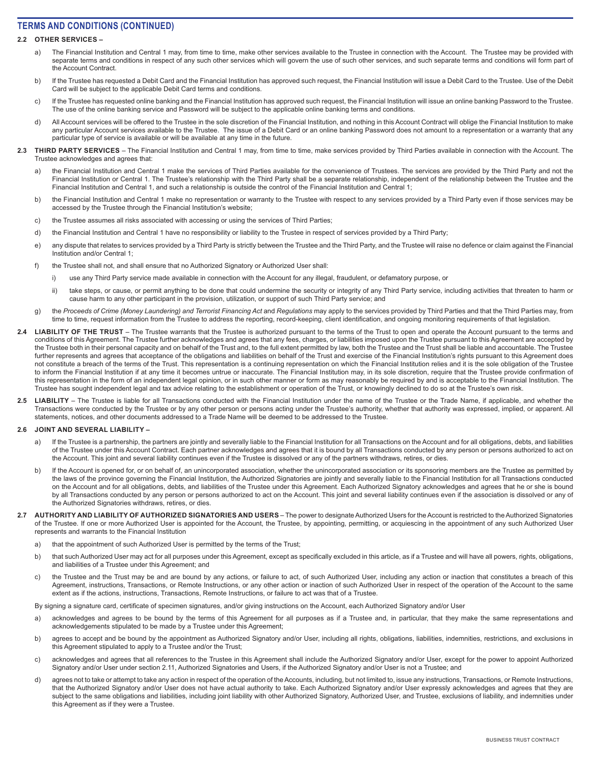## TERMS AND CONDITIONS (CONTINUED)

**2.2 OTHER SERVICES –**

a) The Financial Institution and Central 1 may, from time to time, make other services available to the Trustee in connection with the Account. The Trustee may be provided with separate terms and conditions in respect of any such other services which will govern the use of such other services, and such separate terms and conditions will form part of the Account Contract.

b) If the Trustee has requested a Debit Card and the Financial Institution has approved such request, the Financial Institution will issue a Debit Card to the Trustee. Use of the Debit Card will be subject to the applicable Debit Card terms and conditions.

c) If the Trustee has requested online banking and the Financial Institution has approved such request, the Financial Institution will issue an online banking Password to the Trustee. The use of the online banking service and Password will be subject to the applicable online banking terms and conditions.

d) All Account services will be offered to the Trustee in the sole discretion of the Financial Institution, and nothing in this Account Contract will oblige the Financial Institution to make any particular Account services available to the Trustee. The issue of a Debit Card or an online banking Password does not amount to a representation or a warranty that any particular type of service is available or will be available at any time in the future.

**2.3 THIRD PARTY SERVICES** – The Financial Institution and Central 1 may, from time to time, make services provided by Third Parties available in connection with the Account. The Trustee acknowledges and agrees that:

a) the Financial Institution and Central 1 make the services of Third Parties available for the convenience of Trustees. The services are provided by the Third Party and not the Financial Institution or Central 1. The Trustee's relationship with the Third Party shall be a separate relationship, independent of the relationship between the Trustee and the Financial Institution and Central 1, and such a relationship is outside the control of the Financial Institution and Central 1;

b) the Financial Institution and Central 1 make no representation or warranty to the Trustee with respect to any services provided by a Third Party even if those services may be accessed by the Trustee through the Financial Institution's website;

c) the Trustee assumes all risks associated with accessing or using the services of Third Parties;

d) the Financial Institution and Central 1 have no responsibility or liability to the Trustee in respect of services provided by a Third Party;

e) any dispute that relates to services provided by a Third Party is strictly between the Trustee and the Third Party, and the Trustee will raise no defence or claim against the Financial Institution and/or Central 1;

f) the Trustee shall not, and shall ensure that no Authorized Signatory or Authorized User shall:

i) use any Third Party service made available in connection with the Account for any illegal, fraudulent, or defamatory purpose, or

ii) take steps, or cause, or permit anything to be done that could undermine the security or integrity of any Third Party service, including activities that threaten to harm or cause harm to any other participant in the provision, utilization, or support of such Third Party service; and

g) the *Proceeds of Crime (Money Laundering) and Terrorist Financing Act* and *Regulations* may apply to the services provided by Third Parties and that the Third Parties may, from time to time, request information from the Trustee to address the reporting, record-keeping, client identification, and ongoing monitoring requirements of that legislation.

**2.4 LIABILITY OF THE TRUST** – The Trustee warrants that the Trustee is authorized pursuant to the terms of the Trust to open and operate the Account pursuant to the terms and conditions of this Agreement. The Trustee further acknowledges and agrees that any fees, charges, or liabilities imposed upon the Trustee pursuant to this Agreement are accepted by the Trustee both in their personal capacity and on behalf of the Trust and, to the full extent permitted by law, both the Trustee and the Trust shall be liable and accountable. The Trustee further represents and agrees that acceptance of the obligations and liabilities on behalf of the Trust and exercise of the Financial Institution's rights pursuant to this Agreement does not constitute a breach of the terms of the Trust. This representation is a continuing representation on which the Financial Institution relies and it is the sole obligation of the Trustee to inform the Financial Institution if at any time it becomes untrue or inaccurate. The Financial Institution may, in its sole discretion, require that the Trustee provide confirmation of this representation in the form of an independent legal opinion, or in such other manner or form as may reasonably be required by and is acceptable to the Financial Institution. The Trustee has sought independent legal and tax advice relating to the establishment or operation of the Trust, or knowingly declined to do so at the Trustee's own risk.

**2.5 LIABILITY** – The Trustee is liable for all Transactions conducted with the Financial Institution under the name of the Trustee or the Trade Name, if applicable, and whether the Transactions were conducted by the Trustee or by any other person or persons acting under the Trustee's authority, whether that authority was expressed, implied, or apparent. All statements, notices, and other documents addressed to a Trade Name will be deemed to be addressed to the Trustee.

**2.6 JOINT AND SEVERAL LIABILITY –**

a) If the Trustee is a partnership, the partners are jointly and severally liable to the Financial Institution for all Transactions on the Account and for all obligations, debts, and liabilities of the Trustee under this Account Contract. Each partner acknowledges and agrees that it is bound by all Transactions conducted by any person or persons authorized to act on the Account. This joint and several liability continues even if the Trustee is dissolved or any of the partners withdraws, retires, or dies.

b) If the Account is opened for, or on behalf of, an unincorporated association, whether the unincorporated association or its sponsoring members are the Trustee as permitted by the laws of the province governing the Financial Institution, the Authorized Signatories are jointly and severally liable to the Financial Institution for all Transactions conducted on the Account and for all obligations, debts, and liabilities of the Trustee under this Agreement. Each Authorized Signatory acknowledges and agrees that he or she is bound by all Transactions conducted by any person or persons authorized to act on the Account. This joint and several liability continues even if the association is dissolved or any of the Authorized Signatories withdraws, retires, or dies.

**2.7 AUTHORITY AND LIABILITY OF AUTHORIZED SIGNATORIES AND USERS** – The power to designate Authorized Users for the Account is restricted to the Authorized Signatories of the Trustee. If one or more Authorized User is appointed for the Account, the Trustee, by appointing, permitting, or acquiescing in the appointment of any such Authorized User represents and warrants to the Financial Institution

a) that the appointment of such Authorized User is permitted by the terms of the Trust;

b) that such Authorized User may act for all purposes under this Agreement, except as specifically excluded in this article, as if a Trustee and will have all powers, rights, obligations, and liabilities of a Trustee under this Agreement; and

c) the Trustee and the Trust may be and are bound by any actions, or failure to act, of such Authorized User, including any action or inaction that constitutes a breach of this Agreement, instructions, Transactions, or Remote Instructions, or any other action or inaction of such Authorized User in respect of the operation of the Account to the same extent as if the actions, instructions, Transactions, Remote Instructions, or failure to act was that of a Trustee.

By signing a signature card, certificate of specimen signatures, and/or giving instructions on the Account, each Authorized Signatory and/or User

a) acknowledges and agrees to be bound by the terms of this Agreement for all purposes as if a Trustee and, in particular, that they make the same representations and acknowledgements stipulated to be made by a Trustee under this Agreement;

b) agrees to accept and be bound by the appointment as Authorized Signatory and/or User, including all rights, obligations, liabilities, indemnities, restrictions, and exclusions in this Agreement stipulated to apply to a Trustee and/or the Trust;

c) acknowledges and agrees that all references to the Trustee in this Agreement shall include the Authorized Signatory and/or User, except for the power to appoint Authorized Signatory and/or User under section 2.11, Authorized Signatories and Users, if the Authorized Signatory and/or User is not a Trustee; and

d) agrees not to take or attempt to take any action in respect of the operation of the Accounts, including, but not limited to, issue any instructions, Transactions, or Remote Instructions, that the Authorized Signatory and/or User does not have actual authority to take. Each Authorized Signatory and/or User expressly acknowledges and agrees that they are subject to the same obligations and liabilities, including joint liability with other Authorized Signatory, Authorized User, and Trustee, exclusions of liability, and indemnities under this Agreement as if they were a Trustee.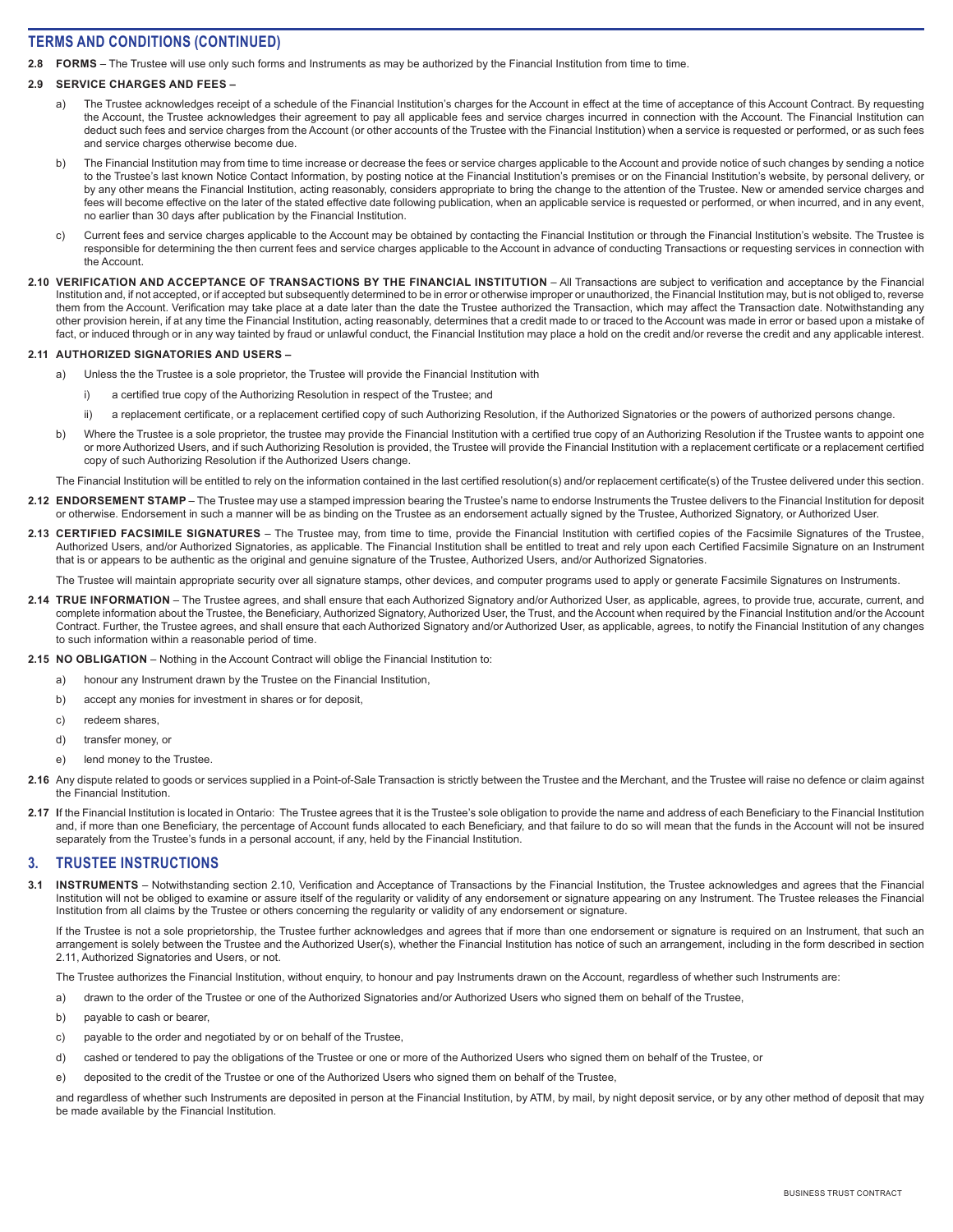## TERMS AND CONDITIONS (CONTINUED)

**2.8 FORMS** – The Trustee will use only such forms and Instruments as may be authorized by the Financial Institution from time to time.

**2.9 SERVICE CHARGES AND FEES –**

a) The Trustee acknowledges receipt of a schedule of the Financial Institution's charges for the Account in effect at the time of acceptance of this Account Contract. By requesting the Account, the Trustee acknowledges their agreement to pay all applicable fees and service charges incurred in connection with the Account. The Financial Institution can deduct such fees and service charges from the Account (or other accounts of the Trustee with the Financial Institution) when a service is requested or performed, or as such fees and service charges otherwise become due.

b) The Financial Institution may from time to time increase or decrease the fees or service charges applicable to the Account and provide notice of such changes by sending a notice to the Trustee's last known Notice Contact Information, by posting notice at the Financial Institution's premises or on the Financial Institution's website, by personal delivery, or by any other means the Financial Institution, acting reasonably, considers appropriate to bring the change to the attention of the Trustee. New or amended service charges and fees will become effective on the later of the stated effective date following publication, when an applicable service is requested or performed, or when incurred, and in any event, no earlier than 30 days after publication by the Financial Institution.

c) Current fees and service charges applicable to the Account may be obtained by contacting the Financial Institution or through the Financial Institution's website. The Trustee is responsible for determining the then current fees and service charges applicable to the Account in advance of conducting Transactions or requesting services in connection with the Account.

**2.10 VERIFICATION AND ACCEPTANCE OF TRANSACTIONS BY THE FINANCIAL INSTITUTION** – All Transactions are subject to verification and acceptance by the Financial Institution and, if not accepted, or if accepted but subsequently determined to be in error or otherwise improper or unauthorized, the Financial Institution may, but is not obliged to, reverse them from the Account. Verification may take place at a date later than the date the Trustee authorized the Transaction, which may affect the Transaction date. Notwithstanding any other provision herein, if at any time the Financial Institution, acting reasonably, determines that a credit made to or traced to the Account was made in error or based upon a mistake of fact, or induced through or in any way tainted by fraud or unlawful conduct, the Financial Institution may place a hold on the credit and/or reverse the credit and any applicable interest.

**2.11 AUTHORIZED SIGNATORIES AND USERS –**

a) Unless the the Trustee is a sole proprietor, the Trustee will provide the Financial Institution with

i) a certified true copy of the Authorizing Resolution in respect of the Trustee; and

ii) a replacement certificate, or a replacement certified copy of such Authorizing Resolution, if the Authorized Signatories or the powers of authorized persons change.

b) Where the Trustee is a sole proprietor, the trustee may provide the Financial Institution with a certified true copy of an Authorizing Resolution if the Trustee wants to appoint one or more Authorized Users, and if such Authorizing Resolution is provided, the Trustee will provide the Financial Institution with a replacement certificate or a replacement certified copy of such Authorizing Resolution if the Authorized Users change.

The Financial Institution will be entitled to rely on the information contained in the last certified resolution(s) and/or replacement certificate(s) of the Trustee delivered under this section.

**2.12 ENDORSEMENT STAMP** – The Trustee may use a stamped impression bearing the Trustee's name to endorse Instruments the Trustee delivers to the Financial Institution for deposit or otherwise. Endorsement in such a manner will be as binding on the Trustee as an endorsement actually signed by the Trustee, Authorized Signatory, or Authorized User.

**2.13 CERTIFIED FACSIMILE SIGNATURES** – The Trustee may, from time to time, provide the Financial Institution with certified copies of the Facsimile Signatures of the Trustee, Authorized Users, and/or Authorized Signatories, as applicable. The Financial Institution shall be entitled to treat and rely upon each Certified Facsimile Signature on an Instrument that is or appears to be authentic as the original and genuine signature of the Trustee, Authorized Users, and/or Authorized Signatories.

The Trustee will maintain appropriate security over all signature stamps, other devices, and computer programs used to apply or generate Facsimile Signatures on Instruments.

**2.14 TRUE INFORMATION** – The Trustee agrees, and shall ensure that each Authorized Signatory and/or Authorized User, as applicable, agrees, to provide true, accurate, current, and complete information about the Trustee, the Beneficiary, Authorized Signatory, Authorized User, the Trust, and the Account when required by the Financial Institution and/or the Account Contract. Further, the Trustee agrees, and shall ensure that each Authorized Signatory and/or Authorized User, as applicable, agrees, to notify the Financial Institution of any changes to such information within a reasonable period of time.

**2.15 NO OBLIGATION** – Nothing in the Account Contract will oblige the Financial Institution to:

a) honour any Instrument drawn by the Trustee on the Financial Institution,

b) accept any monies for investment in shares or for deposit,

c) redeem shares,

d) transfer money, or

e) lend money to the Trustee.

**2.16** Any dispute related to goods or services supplied in a Point-of-Sale Transaction is strictly between the Trustee and the Merchant, and the Trustee will raise no defence or claim against the Financial Institution.

**2.17 I**f the Financial Institution is located in Ontario: The Trustee agrees that it is the Trustee's sole obligation to provide the name and address of each Beneficiary to the Financial Institution and, if more than one Beneficiary, the percentage of Account funds allocated to each Beneficiary, and that failure to do so will mean that the funds in the Account will not be insured separately from the Trustee's funds in a personal account, if any, held by the Financial Institution.

## 3. TRUSTEE INSTRUCTIONS

**3.1 INSTRUMENTS** – Notwithstanding section 2.10, Verification and Acceptance of Transactions by the Financial Institution, the Trustee acknowledges and agrees that the Financial Institution will not be obliged to examine or assure itself of the regularity or validity of any endorsement or signature appearing on any Instrument. The Trustee releases the Financial Institution from all claims by the Trustee or others concerning the regularity or validity of any endorsement or signature.

If the Trustee is not a sole proprietorship, the Trustee further acknowledges and agrees that if more than one endorsement or signature is required on an Instrument, that such an arrangement is solely between the Trustee and the Authorized User(s), whether the Financial Institution has notice of such an arrangement, including in the form described in section 2.11, Authorized Signatories and Users, or not.

The Trustee authorizes the Financial Institution, without enquiry, to honour and pay Instruments drawn on the Account, regardless of whether such Instruments are:

a) drawn to the order of the Trustee or one of the Authorized Signatories and/or Authorized Users who signed them on behalf of the Trustee,

b) payable to cash or bearer,

c) payable to the order and negotiated by or on behalf of the Trustee,

d) cashed or tendered to pay the obligations of the Trustee or one or more of the Authorized Users who signed them on behalf of the Trustee, or

e) deposited to the credit of the Trustee or one of the Authorized Users who signed them on behalf of the Trustee,

and regardless of whether such Instruments are deposited in person at the Financial Institution, by ATM, by mail, by night deposit service, or by any other method of deposit that may be made available by the Financial Institution.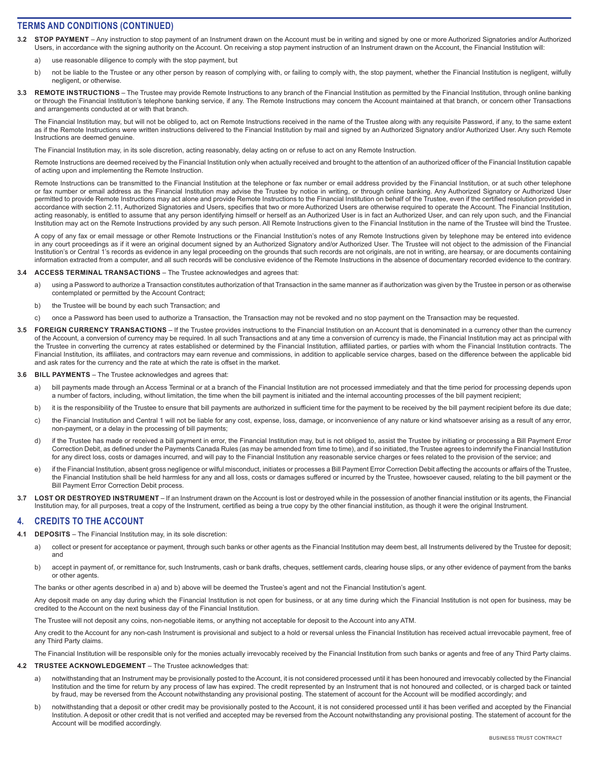## TERMS AND CONDITIONS (CONTINUED)

**3.2 STOP PAYMENT** – Any instruction to stop payment of an Instrument drawn on the Account must be in writing and signed by one or more Authorized Signatories and/or Authorized Users, in accordance with the signing authority on the Account. On receiving a stop payment instruction of an Instrument drawn on the Account, the Financial Institution will:

a) use reasonable diligence to comply with the stop payment, but

b) not be liable to the Trustee or any other person by reason of complying with, or failing to comply with, the stop payment, whether the Financial Institution is negligent, wilfully negligent, or otherwise.

**3.3 REMOTE INSTRUCTIONS** – The Trustee may provide Remote Instructions to any branch of the Financial Institution as permitted by the Financial Institution, through online banking or through the Financial Institution's telephone banking service, if any. The Remote Instructions may concern the Account maintained at that branch, or concern other Transactions and arrangements conducted at or with that branch.

The Financial Institution may, but will not be obliged to, act on Remote Instructions received in the name of the Trustee along with any requisite Password, if any, to the same extent as if the Remote Instructions were written instructions delivered to the Financial Institution by mail and signed by an Authorized Signatory and/or Authorized User. Any such Remote Instructions are deemed genuine.

The Financial Institution may, in its sole discretion, acting reasonably, delay acting on or refuse to act on any Remote Instruction.

Remote Instructions are deemed received by the Financial Institution only when actually received and brought to the attention of an authorized officer of the Financial Institution capable of acting upon and implementing the Remote Instruction.

Remote Instructions can be transmitted to the Financial Institution at the telephone or fax number or email address provided by the Financial Institution, or at such other telephone or fax number or email address as the Financial Institution may advise the Trustee by notice in writing, or through online banking. Any Authorized Signatory or Authorized User permitted to provide Remote Instructions may act alone and provide Remote Instructions to the Financial Institution on behalf of the Trustee, even if the certified resolution provided in accordance with section 2.11, Authorized Signatories and Users, specifies that two or more Authorized Users are otherwise required to operate the Account. The Financial Institution, acting reasonably, is entitled to assume that any person identifying himself or herself as an Authorized User is in fact an Authorized User, and can rely upon such, and the Financial Institution may act on the Remote Instructions provided by any such person. All Remote Instructions given to the Financial Institution in the name of the Trustee will bind the Trustee.

A copy of any fax or email message or other Remote Instructions or the Financial Institution's notes of any Remote Instructions given by telephone may be entered into evidence in any court proceedings as if it were an original document signed by an Authorized Signatory and/or Authorized User. The Trustee will not object to the admission of the Financial Institution's or Central 1's records as evidence in any legal proceeding on the grounds that such records are not originals, are not in writing, are hearsay, or are documents containing information extracted from a computer, and all such records will be conclusive evidence of the Remote Instructions in the absence of documentary recorded evidence to the contrary.

**3.4 ACCESS TERMINAL TRANSACTIONS** – The Trustee acknowledges and agrees that:

a) using a Password to authorize a Transaction constitutes authorization of that Transaction in the same manner as if authorization was given by the Trustee in person or as otherwise contemplated or permitted by the Account Contract;

b) the Trustee will be bound by each such Transaction; and

c) once a Password has been used to authorize a Transaction, the Transaction may not be revoked and no stop payment on the Transaction may be requested.

**3.5 FOREIGN CURRENCY TRANSACTIONS** – If the Trustee provides instructions to the Financial Institution on an Account that is denominated in a currency other than the currency of the Account, a conversion of currency may be required. In all such Transactions and at any time a conversion of currency is made, the Financial Institution may act as principal with the Trustee in converting the currency at rates established or determined by the Financial Institution, affiliated parties, or parties with whom the Financial Institution contracts. The Financial Institution, its affiliates, and contractors may earn revenue and commissions, in addition to applicable service charges, based on the difference between the applicable bid and ask rates for the currency and the rate at which the rate is offset in the market.

**3.6 BILL PAYMENTS** – The Trustee acknowledges and agrees that:

a) bill payments made through an Access Terminal or at a branch of the Financial Institution are not processed immediately and that the time period for processing depends upon a number of factors, including, without limitation, the time when the bill payment is initiated and the internal accounting processes of the bill payment recipient;

b) it is the responsibility of the Trustee to ensure that bill payments are authorized in sufficient time for the payment to be received by the bill payment recipient before its due date;

c) the Financial Institution and Central 1 will not be liable for any cost, expense, loss, damage, or inconvenience of any nature or kind whatsoever arising as a result of any error, non-payment, or a delay in the processing of bill payments;

d) if the Trustee has made or received a bill payment in error, the Financial Institution may, but is not obliged to, assist the Trustee by initiating or processing a Bill Payment Error Correction Debit, as defined under the Payments Canada Rules (as may be amended from time to time), and if so initiated, the Trustee agrees to indemnify the Financial Institution for any direct loss, costs or damages incurred, and will pay to the Financial Institution any reasonable service charges or fees related to the provision of the service; and

e) if the Financial Institution, absent gross negligence or wilful misconduct, initiates or processes a Bill Payment Error Correction Debit affecting the accounts or affairs of the Trustee, the Financial Institution shall be held harmless for any and all loss, costs or damages suffered or incurred by the Trustee, howsoever caused, relating to the bill payment or the Bill Payment Error Correction Debit process.

**3.7 LOST OR DESTROYED INSTRUMENT** – If an Instrument drawn on the Account is lost or destroyed while in the possession of another financial institution or its agents, the Financial Institution may, for all purposes, treat a copy of the Instrument, certified as being a true copy by the other financial institution, as though it were the original Instrument.

## 4. CREDITS TO THE ACCOUNT

**4.1 DEPOSITS** – The Financial Institution may, in its sole discretion:

a) collect or present for acceptance or payment, through such banks or other agents as the Financial Institution may deem best, all Instruments delivered by the Trustee for deposit; and

b) accept in payment of, or remittance for, such Instruments, cash or bank drafts, cheques, settlement cards, clearing house slips, or any other evidence of payment from the banks or other agents.

The banks or other agents described in a) and b) above will be deemed the Trustee's agent and not the Financial Institution's agent.

Any deposit made on any day during which the Financial Institution is not open for business, or at any time during which the Financial Institution is not open for business, may be credited to the Account on the next business day of the Financial Institution.

The Trustee will not deposit any coins, non-negotiable items, or anything not acceptable for deposit to the Account into any ATM.

Any credit to the Account for any non-cash Instrument is provisional and subject to a hold or reversal unless the Financial Institution has received actual irrevocable payment, free of any Third Party claims.

The Financial Institution will be responsible only for the monies actually irrevocably received by the Financial Institution from such banks or agents and free of any Third Party claims.

**4.2 TRUSTEE ACKNOWLEDGEMENT** – The Trustee acknowledges that:

a) notwithstanding that an Instrument may be provisionally posted to the Account, it is not considered processed until it has been honoured and irrevocably collected by the Financial Institution and the time for return by any process of law has expired. The credit represented by an Instrument that is not honoured and collected, or is charged back or tainted by fraud, may be reversed from the Account notwithstanding any provisional posting. The statement of account for the Account will be modified accordingly; and

b) notwithstanding that a deposit or other credit may be provisionally posted to the Account, it is not considered processed until it has been verified and accepted by the Financial Institution. A deposit or other credit that is not verified and accepted may be reversed from the Account notwithstanding any provisional posting. The statement of account for the Account will be modified accordingly.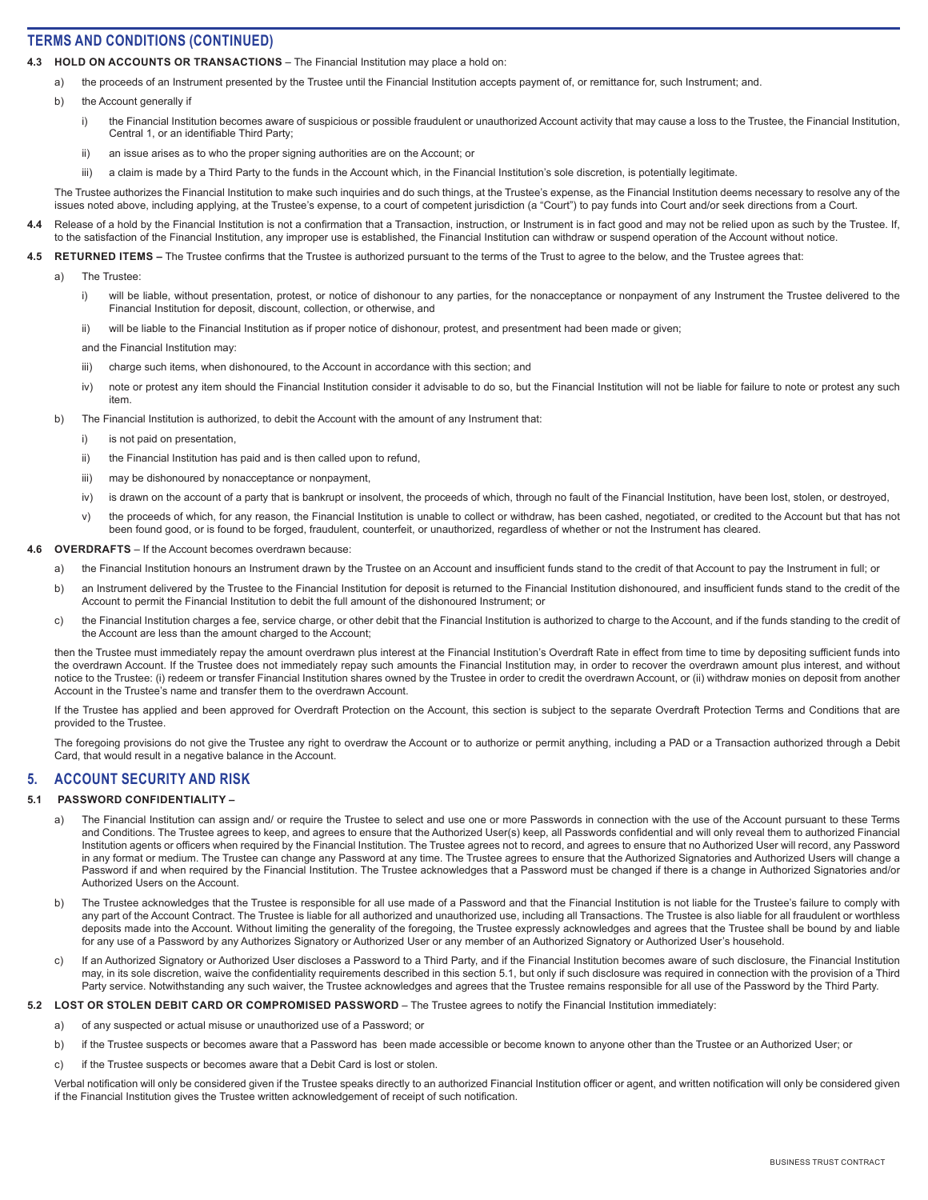## TERMS AND CONDITIONS (CONTINUED)

**4.3 HOLD ON ACCOUNTS OR TRANSACTIONS** – The Financial Institution may place a hold on:

a) the proceeds of an Instrument presented by the Trustee until the Financial Institution accepts payment of, or remittance for, such Instrument; and.

b) the Account generally if

i) the Financial Institution becomes aware of suspicious or possible fraudulent or unauthorized Account activity that may cause a loss to the Trustee, the Financial Institution, Central 1, or an identifiable Third Party;

ii) an issue arises as to who the proper signing authorities are on the Account; or

iii) a claim is made by a Third Party to the funds in the Account which, in the Financial Institution's sole discretion, is potentially legitimate.

The Trustee authorizes the Financial Institution to make such inquiries and do such things, at the Trustee's expense, as the Financial Institution deems necessary to resolve any of the issues noted above, including applying, at the Trustee's expense, to a court of competent jurisdiction (a "Court") to pay funds into Court and/or seek directions from a Court.

**4.4** Release of a hold by the Financial Institution is not a confirmation that a Transaction, instruction, or Instrument is in fact good and may not be relied upon as such by the Trustee. If, to the satisfaction of the Financial Institution, any improper use is established, the Financial Institution can withdraw or suspend operation of the Account without notice.

**4.5 RETURNED ITEMS –** The Trustee confirms that the Trustee is authorized pursuant to the terms of the Trust to agree to the below, and the Trustee agrees that:

a) The Trustee:

i) will be liable, without presentation, protest, or notice of dishonour to any parties, for the nonacceptance or nonpayment of any Instrument the Trustee delivered to the Financial Institution for deposit, discount, collection, or otherwise, and

ii) will be liable to the Financial Institution as if proper notice of dishonour, protest, and presentment had been made or given;

and the Financial Institution may:

iii) charge such items, when dishonoured, to the Account in accordance with this section; and

iv) note or protest any item should the Financial Institution consider it advisable to do so, but the Financial Institution will not be liable for failure to note or protest any such item.

b) The Financial Institution is authorized, to debit the Account with the amount of any Instrument that:

i) is not paid on presentation,

ii) the Financial Institution has paid and is then called upon to refund,

iii) may be dishonoured by nonacceptance or nonpayment,

iv) is drawn on the account of a party that is bankrupt or insolvent, the proceeds of which, through no fault of the Financial Institution, have been lost, stolen, or destroyed,

v) the proceeds of which, for any reason, the Financial Institution is unable to collect or withdraw, has been cashed, negotiated, or credited to the Account but that has not been found good, or is found to be forged, fraudulent, counterfeit, or unauthorized, regardless of whether or not the Instrument has cleared.

**4.6 OVERDRAFTS** – If the Account becomes overdrawn because:

a) the Financial Institution honours an Instrument drawn by the Trustee on an Account and insufficient funds stand to the credit of that Account to pay the Instrument in full; or

b) an Instrument delivered by the Trustee to the Financial Institution for deposit is returned to the Financial Institution dishonoured, and insufficient funds stand to the credit of the Account to permit the Financial Institution to debit the full amount of the dishonoured Instrument; or

c) the Financial Institution charges a fee, service charge, or other debit that the Financial Institution is authorized to charge to the Account, and if the funds standing to the credit of the Account are less than the amount charged to the Account;

then the Trustee must immediately repay the amount overdrawn plus interest at the Financial Institution's Overdraft Rate in effect from time to time by depositing sufficient funds into the overdrawn Account. If the Trustee does not immediately repay such amounts the Financial Institution may, in order to recover the overdrawn amount plus interest, and without notice to the Trustee: (i) redeem or transfer Financial Institution shares owned by the Trustee in order to credit the overdrawn Account, or (ii) withdraw monies on deposit from another Account in the Trustee's name and transfer them to the overdrawn Account.

If the Trustee has applied and been approved for Overdraft Protection on the Account, this section is subject to the separate Overdraft Protection Terms and Conditions that are provided to the Trustee.

The foregoing provisions do not give the Trustee any right to overdraw the Account or to authorize or permit anything, including a PAD or a Transaction authorized through a Debit Card, that would result in a negative balance in the Account.

## 5. ACCOUNT SECURITY AND RISK

**5.1 PASSWORD CONFIDENTIALITY –**

a) The Financial Institution can assign and/ or require the Trustee to select and use one or more Passwords in connection with the use of the Account pursuant to these Terms and Conditions. The Trustee agrees to keep, and agrees to ensure that the Authorized User(s) keep, all Passwords confidential and will only reveal them to authorized Financial Institution agents or officers when required by the Financial Institution. The Trustee agrees not to record, and agrees to ensure that no Authorized User will record, any Password in any format or medium. The Trustee can change any Password at any time. The Trustee agrees to ensure that the Authorized Signatories and Authorized Users will change a Password if and when required by the Financial Institution. The Trustee acknowledges that a Password must be changed if there is a change in Authorized Signatories and/or Authorized Users on the Account.

b) The Trustee acknowledges that the Trustee is responsible for all use made of a Password and that the Financial Institution is not liable for the Trustee's failure to comply with any part of the Account Contract. The Trustee is liable for all authorized and unauthorized use, including all Transactions. The Trustee is also liable for all fraudulent or worthless deposits made into the Account. Without limiting the generality of the foregoing, the Trustee expressly acknowledges and agrees that the Trustee shall be bound by and liable for any use of a Password by any Authorizes Signatory or Authorized User or any member of an Authorized Signatory or Authorized User's household.

c) If an Authorized Signatory or Authorized User discloses a Password to a Third Party, and if the Financial Institution becomes aware of such disclosure, the Financial Institution may, in its sole discretion, waive the confidentiality requirements described in this section 5.1, but only if such disclosure was required in connection with the provision of a Third Party service. Notwithstanding any such waiver, the Trustee acknowledges and agrees that the Trustee remains responsible for all use of the Password by the Third Party.

**5.2 LOST OR STOLEN DEBIT CARD OR COMPROMISED PASSWORD** – The Trustee agrees to notify the Financial Institution immediately:

a) of any suspected or actual misuse or unauthorized use of a Password; or

b) if the Trustee suspects or becomes aware that a Password has been made accessible or become known to anyone other than the Trustee or an Authorized User; or

c) if the Trustee suspects or becomes aware that a Debit Card is lost or stolen.

Verbal notification will only be considered given if the Trustee speaks directly to an authorized Financial Institution officer or agent, and written notification will only be considered given if the Financial Institution gives the Trustee written acknowledgement of receipt of such notification.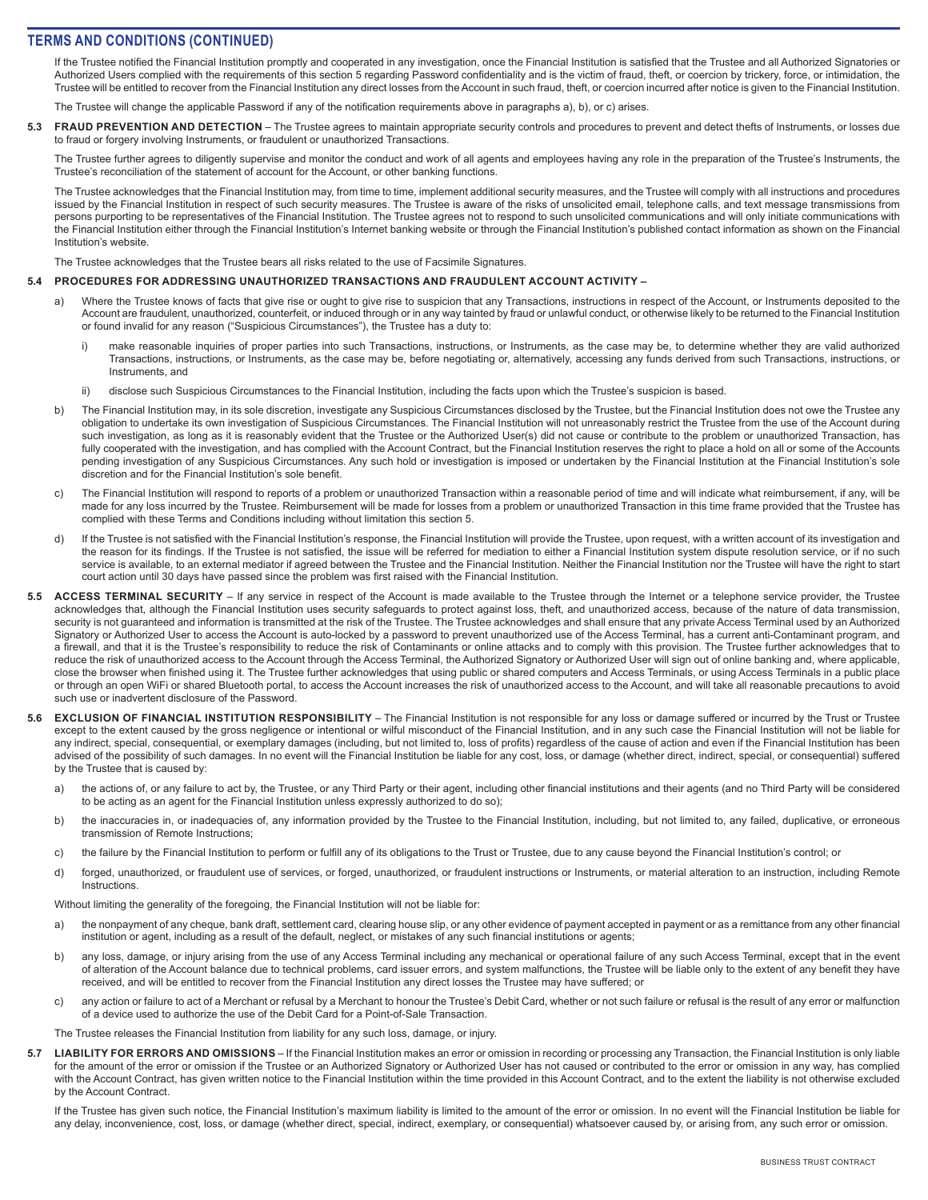## TERMS AND CONDITIONS (CONTINUED)

If the Trustee notified the Financial Institution promptly and cooperated in any investigation, once the Financial Institution is satisfied that the Trustee and all Authorized Signatories or Authorized Users complied with the requirements of this section 5 regarding Password confidentiality and is the victim of fraud, theft, or coercion by trickery, force, or intimidation, the Trustee will be entitled to recover from the Financial Institution any direct losses from the Account in such fraud, theft, or coercion incurred after notice is given to the Financial Institution.

The Trustee will change the applicable Password if any of the notification requirements above in paragraphs a), b), or c) arises.

**5.3 FRAUD PREVENTION AND DETECTION** – The Trustee agrees to maintain appropriate security controls and procedures to prevent and detect thefts of Instruments, or losses due to fraud or forgery involving Instruments, or fraudulent or unauthorized Transactions.

The Trustee further agrees to diligently supervise and monitor the conduct and work of all agents and employees having any role in the preparation of the Trustee's Instruments, the Trustee's reconciliation of the statement of account for the Account, or other banking functions.

The Trustee acknowledges that the Financial Institution may, from time to time, implement additional security measures, and the Trustee will comply with all instructions and procedures issued by the Financial Institution in respect of such security measures. The Trustee is aware of the risks of unsolicited email, telephone calls, and text message transmissions from persons purporting to be representatives of the Financial Institution. The Trustee agrees not to respond to such unsolicited communications and will only initiate communications with the Financial Institution either through the Financial Institution's Internet banking website or through the Financial Institution's published contact information as shown on the Financial Institution's website.

The Trustee acknowledges that the Trustee bears all risks related to the use of Facsimile Signatures.

**5.4 PROCEDURES FOR ADDRESSING UNAUTHORIZED TRANSACTIONS AND FRAUDULENT ACCOUNT ACTIVITY –**

a) Where the Trustee knows of facts that give rise or ought to give rise to suspicion that any Transactions, instructions in respect of the Account, or Instruments deposited to the Account are fraudulent, unauthorized, counterfeit, or induced through or in any way tainted by fraud or unlawful conduct, or otherwise likely to be returned to the Financial Institution or found invalid for any reason ("Suspicious Circumstances"), the Trustee has a duty to:

   i) make reasonable inquiries of proper parties into such Transactions, instructions, or Instruments, as the case may be, to determine whether they are valid authorized Transactions, instructions, or Instruments, as the case may be, before negotiating or, alternatively, accessing any funds derived from such Transactions, instructions, or Instruments, and

   ii) disclose such Suspicious Circumstances to the Financial Institution, including the facts upon which the Trustee's suspicion is based.

b) The Financial Institution may, in its sole discretion, investigate any Suspicious Circumstances disclosed by the Trustee, but the Financial Institution does not owe the Trustee any obligation to undertake its own investigation of Suspicious Circumstances. The Financial Institution will not unreasonably restrict the Trustee from the use of the Account during such investigation, as long as it is reasonably evident that the Trustee or the Authorized User(s) did not cause or contribute to the problem or unauthorized Transaction, has fully cooperated with the investigation, and has complied with the Account Contract, but the Financial Institution reserves the right to place a hold on all or some of the Accounts pending investigation of any Suspicious Circumstances. Any such hold or investigation is imposed or undertaken by the Financial Institution at the Financial Institution's sole discretion and for the Financial Institution's sole benefit.

c) The Financial Institution will respond to reports of a problem or unauthorized Transaction within a reasonable period of time and will indicate what reimbursement, if any, will be made for any loss incurred by the Trustee. Reimbursement will be made for losses from a problem or unauthorized Transaction in this time frame provided that the Trustee has fully complied with these Terms and Conditions including without limitation this section 5.

d) If the Trustee is not satisfied with the Financial Institution's response, the Financial Institution will provide the Trustee, upon request, with a written account of its investigation and the reason for its findings. If the Trustee is not satisfied, the issue will be referred for mediation to either a Financial Institution system dispute resolution service, or if no such service is available, to an external mediator if agreed between the Trustee and the Financial Institution. Neither the Financial Institution nor the Trustee will have the right to start court action until 30 days have passed since the problem was first raised with the Financial Institution.

**5.5 ACCESS TERMINAL SECURITY** – If any service in respect of the Account is made available to the Trustee through the Internet or a telephone service provider, the Trustee acknowledges that, although the Financial Institution uses security safeguards to protect against loss, theft, and unauthorized access, because of the nature of data transmission, security is not guaranteed and information is transmitted at the risk of the Trustee. The Trustee acknowledges and shall ensure that any private Access Terminal used by an Authorized Signatory or Authorized User to access the Account is auto-locked by a password to prevent unauthorized use of the Access Terminal, has a current anti-Contaminant program, and a firewall, and that it is the Trustee's responsibility to reduce the risk of Contaminants or online attacks and to comply with this provision. The Trustee further acknowledges that to reduce the risk of unauthorized access to the Account through the Access Terminal, the Authorized Signatory or Authorized User will sign out of online banking and, where applicable, close the browser when finished using it. The Trustee further acknowledges that using public or shared computers and Access Terminals, or using Access Terminals in a public place or through an open WiFi or shared Bluetooth portal, to access the Account increases the risk of unauthorized access to the Account, and will take all reasonable precautions to avoid such use or inadvertent disclosure of the Password.

**5.6 EXCLUSION OF FINANCIAL INSTITUTION RESPONSIBILITY** – The Financial Institution is not responsible for any loss or damage suffered or incurred by the Trust or Trustee except to the extent caused by the gross negligence or intentional or wilful misconduct of the Financial Institution, and in any such case the Financial Institution will not be liable for any indirect, special, consequential, or exemplary damages (including, but not limited to, loss of profits) regardless of the cause of action and even if the Financial Institution has been advised of the possibility of such damages. In no event will the Financial Institution be liable for any cost, loss, or damage (whether direct, indirect, special, or consequential) suffered by the Trustee that is caused by:

a) the actions of, or any failure to act by, the Trustee, or any Third Party or their agent, including other financial institutions and their agents (and no Third Party will be considered to be acting as an agent for the Financial Institution unless expressly authorized to do so);

b) the inaccuracies in, or inadequacies of, any information provided by the Trustee to the Financial Institution, including, but not limited to, any failed, duplicative, or erroneous transmission of Remote Instructions;

c) the failure by the Financial Institution to perform or fulfill any of its obligations to the Trust or Trustee, due to any cause beyond the Financial Institution's control; or

d) forged, unauthorized, or fraudulent use of services, or forged, unauthorized, or fraudulent instructions or Instruments, or material alteration to an instruction, including Remote Instructions.

Without limiting the generality of the foregoing, the Financial Institution will not be liable for:

a) the nonpayment of any cheque, bank draft, settlement card, clearing house slip, or any other evidence of payment accepted in payment or as a remittance from any other financial institution or agent, including as a result of the default, neglect, or mistakes of any such financial institutions or agents;

b) any loss, damage, or injury arising from the use of any Access Terminal including any mechanical or operational failure of any such Access Terminal, except that in the event of alteration of the Account balance due to technical problems, card issuer errors, and system malfunctions, the Trustee will be liable only to the extent of any benefit they have received, and will be entitled to recover from the Financial Institution any direct losses the Trustee may have suffered; or

c) any action or failure to act of a Merchant or refusal by a Merchant to honour the Trustee's Debit Card, whether or not such failure or refusal is the result of any error or malfunction of a device used to authorize the use of the Debit Card for a Point-of-Sale Transaction.

The Trustee releases the Financial Institution from liability for any such loss, damage, or injury.

**5.7 LIABILITY FOR ERRORS AND OMISSIONS** – If the Financial Institution makes an error or omission in recording or processing any Transaction, the Financial Institution is only liable for the amount of the error or omission if the Trustee or an Authorized Signatory or Authorized User has not caused or contributed to the error or omission in any way, has complied with the Account Contract, has given written notice to the Financial Institution within the time provided in this Account Contract, and to the extent the liability is not otherwise excluded by the Account Contract.

If the Trustee has given such notice, the Financial Institution's maximum liability is limited to the amount of the error or omission. In no event will the Financial Institution be liable for any delay, inconvenience, cost, loss, or damage (whether direct, special, indirect, exemplary, or consequential) whatsoever caused by, or arising from, any such error or omission.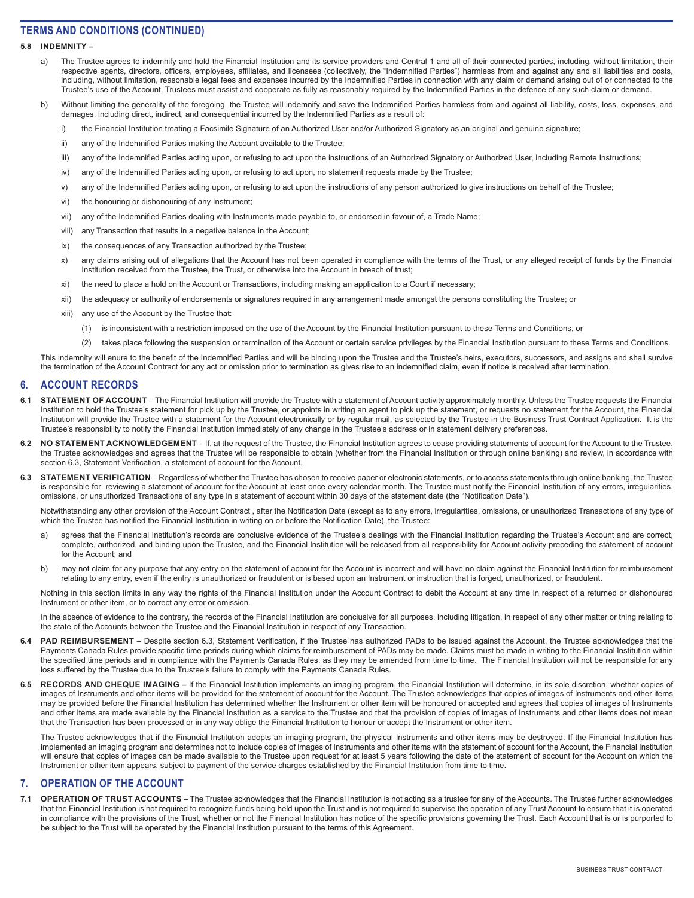## TERMS AND CONDITIONS (CONTINUED)

**5.8 INDEMNITY –**

a) The Trustee agrees to indemnify and hold the Financial Institution and its service providers and Central 1 and all of their connected parties, including, without limitation, their respective agents, directors, officers, employees, affiliates, and licensees (collectively, the "Indemnified Parties") harmless from and against any and all liabilities and costs, including, without limitation, reasonable legal fees and expenses incurred by the Indemnified Parties in connection with any claim or demand arising out of or connected to the Trustee's use of the Account. Trustees must assist and cooperate as fully as reasonably required by the Indemnified Parties in the defence of any such claim or demand.

b) Without limiting the generality of the foregoing, the Trustee will indemnify and save the Indemnified Parties harmless from and against all liability, costs, loss, expenses, and damages, including direct, indirect, and consequential incurred by the Indemnified Parties as a result of:

   i) the Financial Institution treating a Facsimile Signature of an Authorized User and/or Authorized Signatory as an original and genuine signature;

   ii) any of the Indemnified Parties making the Account available to the Trustee;

   iii) any of the Indemnified Parties acting upon, or refusing to act upon the instructions of an Authorized Signatory or Authorized User, including Remote Instructions;

   iv) any of the Indemnified Parties acting upon, or refusing to act upon, no statement requests made by the Trustee;

   v) any of the Indemnified Parties acting upon, or refusing to act upon the instructions of any person authorized to give instructions on behalf of the Trustee;

   vi) the honouring or dishonouring of any Instrument;

   vii) any of the Indemnified Parties dealing with Instruments made payable to, or endorsed in favour of, a Trade Name;

   viii) any Transaction that results in a negative balance in the Account;

   ix) the consequences of any Transaction authorized by the Trustee;

   x) any claims arising out of allegations that the Account has not been operated in compliance with the terms of the Trust, or any alleged receipt of funds by the Financial Institution received from the Trustee, the Trust, or otherwise into the Account in breach of trust;

   xi) the need to place a hold on the Account or Transactions, including making an application to a Court if necessary;

   xii) the adequacy or authority of endorsements or signatures required in any arrangement made amongst the persons constituting the Trustee; or

   xiii) any use of the Account by the Trustee that:

      (1) is inconsistent with a restriction imposed on the use of the Account by the Financial Institution pursuant to these Terms and Conditions, or

      (2) takes place following the suspension or termination of the Account or certain service privileges by the Financial Institution pursuant to these Terms and Conditions.

This indemnity will enure to the benefit of the Indemnified Parties and will be binding upon the Trustee and the Trustee's heirs, executors, successors, and assigns and shall survive the termination of the Account Contract for any act or omission prior to termination as gives rise to an indemnified claim, even if notice is received after termination.

## 6. ACCOUNT RECORDS

**6.1 STATEMENT OF ACCOUNT** – The Financial Institution will provide the Trustee with a statement of Account activity approximately monthly. Unless the Trustee requests the Financial Institution to hold the Trustee's statement for pick up by the Trustee, or appoints in writing an agent to pick up the statement, or requests no statement for the Account, the Financial Institution will provide the Trustee with a statement for the Account electronically or by regular mail, as selected by the Trustee in the Business Trust Contract Application. It is the Trustee's responsibility to notify the Financial Institution immediately of any change in the Trustee's address or in statement delivery preferences.

**6.2 NO STATEMENT ACKNOWLEDGEMENT** – If, at the request of the Trustee, the Financial Institution agrees to cease providing statements of account for the Account to the Trustee, the Trustee acknowledges and agrees that the Trustee will be responsible to obtain (whether from the Financial Institution or through online banking) and review, in accordance with section 6.3, Statement Verification, a statement of account for the Account.

**6.3 STATEMENT VERIFICATION** – Regardless of whether the Trustee has chosen to receive paper or electronic statements, or to access statements through online banking, the Trustee is responsible for reviewing a statement of account for the Account at least once every calendar month. The Trustee must notify the Financial Institution of any errors, irregularities, omissions, or unauthorized Transactions of any type in a statement of account within 30 days of the statement date (the "Notification Date").

Notwithstanding any other provision of the Account Contract , after the Notification Date (except as to any errors, irregularities, omissions, or unauthorized Transactions of any type of which the Trustee has notified the Financial Institution in writing on or before the Notification Date), the Trustee:

a) agrees that the Financial Institution's records are conclusive evidence of the Trustee's dealings with the Financial Institution regarding the Trustee's Account and are correct, complete, authorized, and binding upon the Trustee, and the Financial Institution will be released from all responsibility for Account activity preceding the statement of account for the Account; and

b) may not claim for any purpose that any entry on the statement of account for the Account is incorrect and will have no claim against the Financial Institution for reimbursement relating to any entry, even if the entry is unauthorized or fraudulent or is based upon an Instrument or instruction that is forged, unauthorized, or fraudulent.

Nothing in this section limits in any way the rights of the Financial Institution under the Account Contract to debit the Account at any time in respect of a returned or dishonoured Instrument or other item, or to correct any error or omission.

In the absence of evidence to the contrary, the records of the Financial Institution are conclusive for all purposes, including litigation, in respect of any other matter or thing relating to the state of the Accounts between the Trustee and the Financial Institution in respect of any Transaction.

**6.4 PAD REIMBURSEMENT** – Despite section 6.3, Statement Verification, if the Trustee has authorized PADs to be issued against the Account, the Trustee acknowledges that the Payments Canada Rules provide specific time periods during which claims for reimbursement of PADs may be made. Claims must be made in writing to the Financial Institution within the specified time periods and in compliance with the Payments Canada Rules, as they may be amended from time to time. The Financial Institution will not be responsible for any loss suffered by the Trustee due to the Trustee's failure to comply with the Payments Canada Rules.

**6.5 RECORDS AND CHEQUE IMAGING –** If the Financial Institution implements an imaging program, the Financial Institution will determine, in its sole discretion, whether copies of images of Instruments and other items will be provided for the statement of account for the Account. The Trustee acknowledges that copies of images of Instruments and other items may be provided before the Financial Institution has determined whether the Instrument or other item will be honoured or accepted and agrees that copies of images of Instruments and other items are made available by the Financial Institution as a service to the Trustee and that the provision of copies of images of Instruments and other items does not mean that the Transaction has been processed or in any way oblige the Financial Institution to honour or accept the Instrument or other item.

The Trustee acknowledges that if the Financial Institution adopts an imaging program, the physical Instruments and other items may be destroyed. If the Financial Institution has implemented an imaging program and determines not to include copies of images of Instruments and other items with the statement of account for the Account, the Financial Institution will ensure that copies of images can be made available to the Trustee upon request for at least 5 years following the date of the statement of account for the Account on which the Instrument or other item appears, subject to payment of the service charges established by the Financial Institution from time to time.

## 7. OPERATION OF THE ACCOUNT

**7.1 OPERATION OF TRUST ACCOUNTS** – The Trustee acknowledges that the Financial Institution is not acting as a trustee for any of the Accounts. The Trustee further acknowledges that the Financial Institution is not required to recognize funds being held upon the Trust and is not required to supervise the operation of any Trust Account to ensure that it is operated in compliance with the provisions of the Trust, whether or not the Financial Institution has notice of the specific provisions governing the Trust. Each Account that is or is purported to be subject to the Trust will be operated by the Financial Institution pursuant to the terms of this Agreement.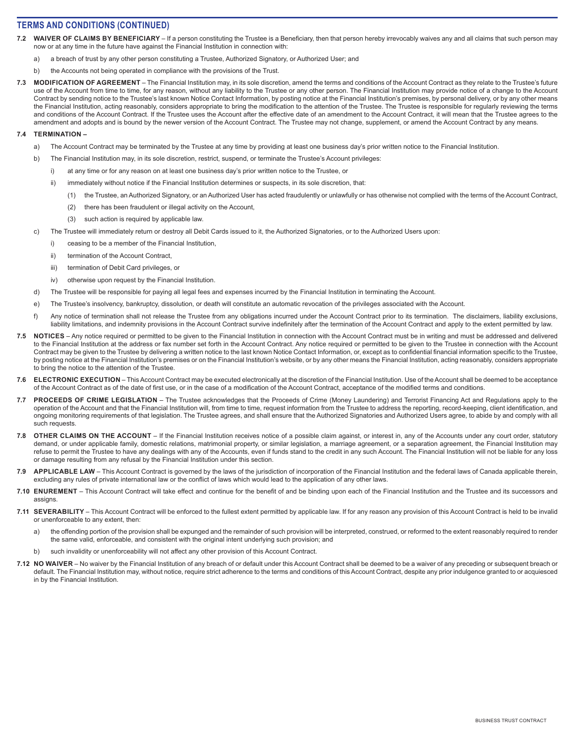## TERMS AND CONDITIONS (CONTINUED)

**7.2 WAIVER OF CLAIMS BY BENEFICIARY** – If a person constituting the Trustee is a Beneficiary, then that person hereby irrevocably waives any and all claims that such person may now or at any time in the future have against the Financial Institution in connection with:

a) a breach of trust by any other person constituting a Trustee, Authorized Signatory, or Authorized User; and

b) the Accounts not being operated in compliance with the provisions of the Trust.

**7.3 MODIFICATION OF AGREEMENT** – The Financial Institution may, in its sole discretion, amend the terms and conditions of the Account Contract as they relate to the Trustee's future use of the Account from time to time, for any reason, without any liability to the Trustee or any other person. The Financial Institution may provide notice of a change to the Account Contract by sending notice to the Trustee's last known Notice Contact Information, by posting notice at the Financial Institution's premises, by personal delivery, or by any other means the Financial Institution, acting reasonably, considers appropriate to bring the modification to the attention of the Trustee. The Trustee is responsible for regularly reviewing the terms and conditions of the Account Contract. If the Trustee uses the Account after the effective date of an amendment to the Account Contract, it will mean that the Trustee agrees to the amendment and adopts and is bound by the newer version of the Account Contract. The Trustee may not change, supplement, or amend the Account Contract by any means.

**7.4 TERMINATION –**

a) The Account Contract may be terminated by the Trustee at any time by providing at least one business day's prior written notice to the Financial Institution.

b) The Financial Institution may, in its sole discretion, restrict, suspend, or terminate the Trustee's Account privileges:

   i) at any time or for any reason on at least one business day's prior written notice to the Trustee, or

   ii) immediately without notice if the Financial Institution determines or suspects, in its sole discretion, that:

      (1) the Trustee, an Authorized Signatory, or an Authorized User has acted fraudulently or unlawfully or has otherwise not complied with the terms of the Account Contract,

      (2) there has been fraudulent or illegal activity on the Account,

      (3) such action is required by applicable law.

c) The Trustee will immediately return or destroy all Debit Cards issued to it, the Authorized Signatories, or to the Authorized Users upon:

   i) ceasing to be a member of the Financial Institution,

   ii) termination of the Account Contract,

   iii) termination of Debit Card privileges, or

   iv) otherwise upon request by the Financial Institution.

d) The Trustee will be responsible for paying all legal fees and expenses incurred by the Financial Institution in terminating the Account.

e) The Trustee's insolvency, bankruptcy, dissolution, or death will constitute an automatic revocation of the privileges associated with the Account.

f) Any notice of termination shall not release the Trustee from any obligations incurred under the Account Contract prior to its termination. The disclaimers, liability exclusions, liability limitations, and indemnity provisions in the Account Contract survive indefinitely after the termination of the Account Contract and apply to the extent permitted by law.

**7.5 NOTICES** – Any notice required or permitted to be given to the Financial Institution in connection with the Account Contract must be in writing and must be addressed and delivered to the Financial Institution at the address or fax number set forth in the Account Contract. Any notice required or permitted to be given to the Trustee in connection with the Account Contract may be given to the Trustee by delivering a written notice to the last known Notice Contact Information, or, except as to confidential financial information specific to the Trustee, by posting notice at the Financial Institution's premises or on the Financial Institution's website, or by any other means the Financial Institution, acting reasonably, considers appropriate to bring the notice to the attention of the Trustee.

**7.6 ELECTRONIC EXECUTION** – This Account Contract may be executed electronically at the discretion of the Financial Institution. Use of the Account shall be deemed to be acceptance of the Account Contract as of the date of first use, or in the case of a modification of the Account Contract, acceptance of the modified terms and conditions.

**7.7 PROCEEDS OF CRIME LEGISLATION** – The Trustee acknowledges that the Proceeds of Crime (Money Laundering) and Terrorist Financing Act and Regulations apply to the operation of the Account and that the Financial Institution will, from time to time, request information from the Trustee to address the reporting, record-keeping, client identification, and ongoing monitoring requirements of that legislation. The Trustee agrees, and shall ensure that the Authorized Signatories and Authorized Users agree, to abide by and comply with all such requests.

**7.8 OTHER CLAIMS ON THE ACCOUNT** – If the Financial Institution receives notice of a possible claim against, or interest in, any of the Accounts under any court order, statutory demand, or under applicable family, domestic relations, matrimonial property, or similar legislation, a marriage agreement, or a separation agreement, the Financial Institution may refuse to permit the Trustee to have any dealings with any of the Accounts, even if funds stand to the credit in any such Account. The Financial Institution will not be liable for any loss or damage resulting from any refusal by the Financial Institution under this section.

**7.9 APPLICABLE LAW** – This Account Contract is governed by the laws of the jurisdiction of incorporation of the Financial Institution and the federal laws of Canada applicable therein, excluding any rules of private international law or the conflict of laws which would lead to the application of any other laws.

**7.10 ENUREMENT** – This Account Contract will take effect and continue for the benefit of and be binding upon each of the Financial Institution and the Trustee and its successors and assigns.

**7.11 SEVERABILITY** – This Account Contract will be enforced to the fullest extent permitted by applicable law. If for any reason any provision of this Account Contract is held to be invalid or unenforceable to any extent, then:

a) the offending portion of the provision shall be expunged and the remainder of such provision will be interpreted, construed, or reformed to the extent reasonably required to render the same valid, enforceable, and consistent with the original intent underlying such provision; and

b) such invalidity or unenforceability will not affect any other provision of this Account Contract.

**7.12 NO WAIVER** – No waiver by the Financial Institution of any breach of or default under this Account Contract shall be deemed to be a waiver of any preceding or subsequent breach or default. The Financial Institution may, without notice, require strict adherence to the terms and conditions of this Account Contract, despite any prior indulgence granted to or acquiesced in by the Financial Institution.